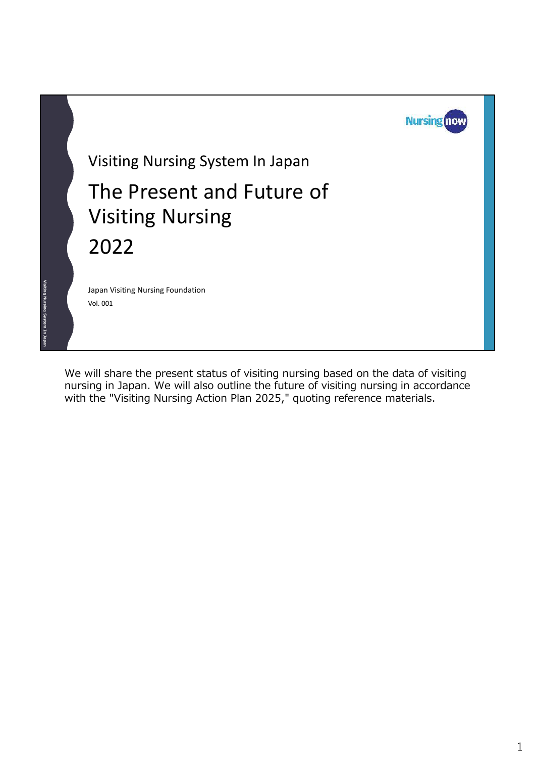Nursing now

Visiting Nursing System In Japan

# The Present and Future of Visiting Nursing 2022

Japan Visiting Nursing Foundation

Vol. 001

We will share the present status of visiting nursing based on the data of visiting nursing in Japan. We will also outline the future of visiting nursing in accordance with the "Visiting Nursing Action Plan 2025," quoting reference materials.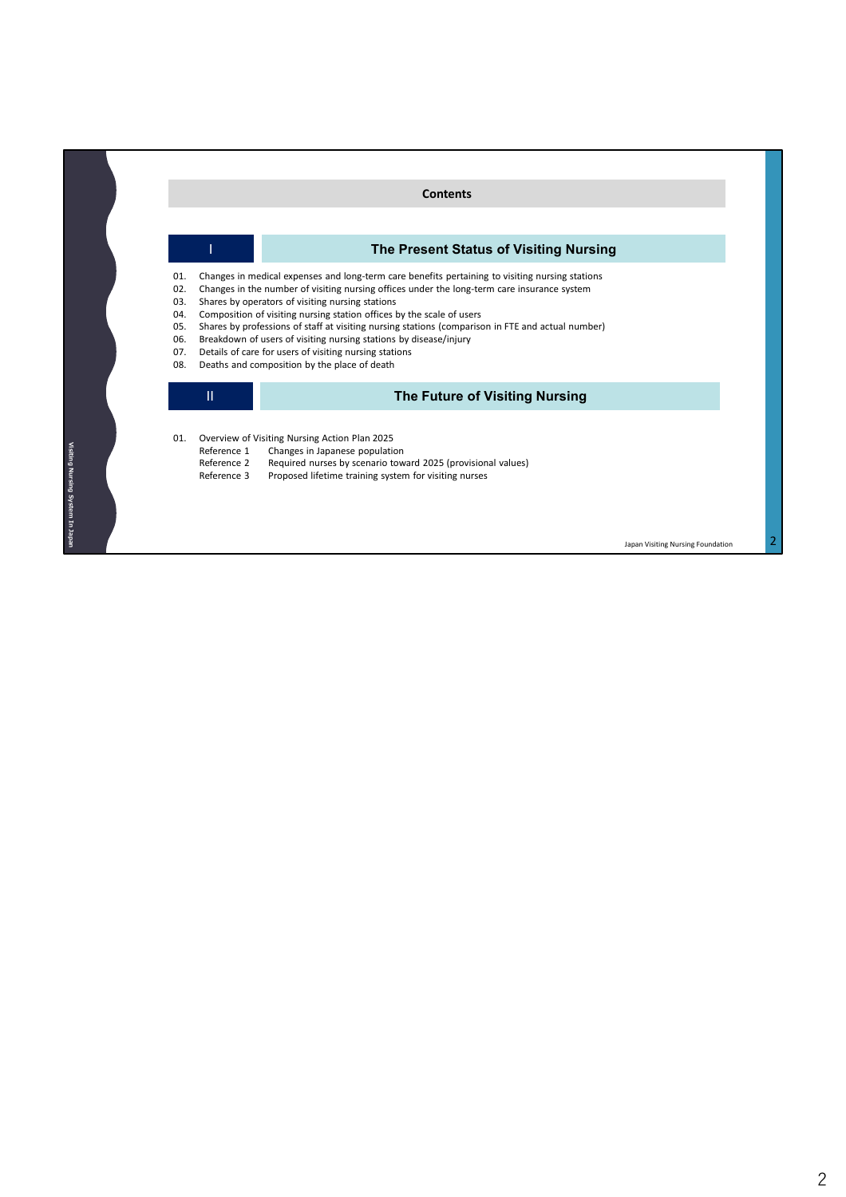# Contents

## I The Present Status of Visiting Nursing

01. Changes in medical expenses and long-term care benefits pertaining to visiting nursing stations
02. Changes in the number of visiting nursing offices under the long-term care insurance system
03. Shares by operators of visiting nursing stations
04. Composition of visiting nursing station offices by the scale of users
05. Shares by professions of staff at visiting nursing stations (comparison in FTE and actual number)
06. Breakdown of users of visiting nursing stations by disease/injury
07. Details of care for users of visiting nursing stations
08. Deaths and composition by the place of death

## II The Future of Visiting Nursing

01. Overview of Visiting Nursing Action Plan 2025
    - Reference 1 Changes in Japanese population
    - Reference 2 Required nurses by scenario toward 2025 (provisional values)
    - Reference 3 Proposed lifetime training system for visiting nurses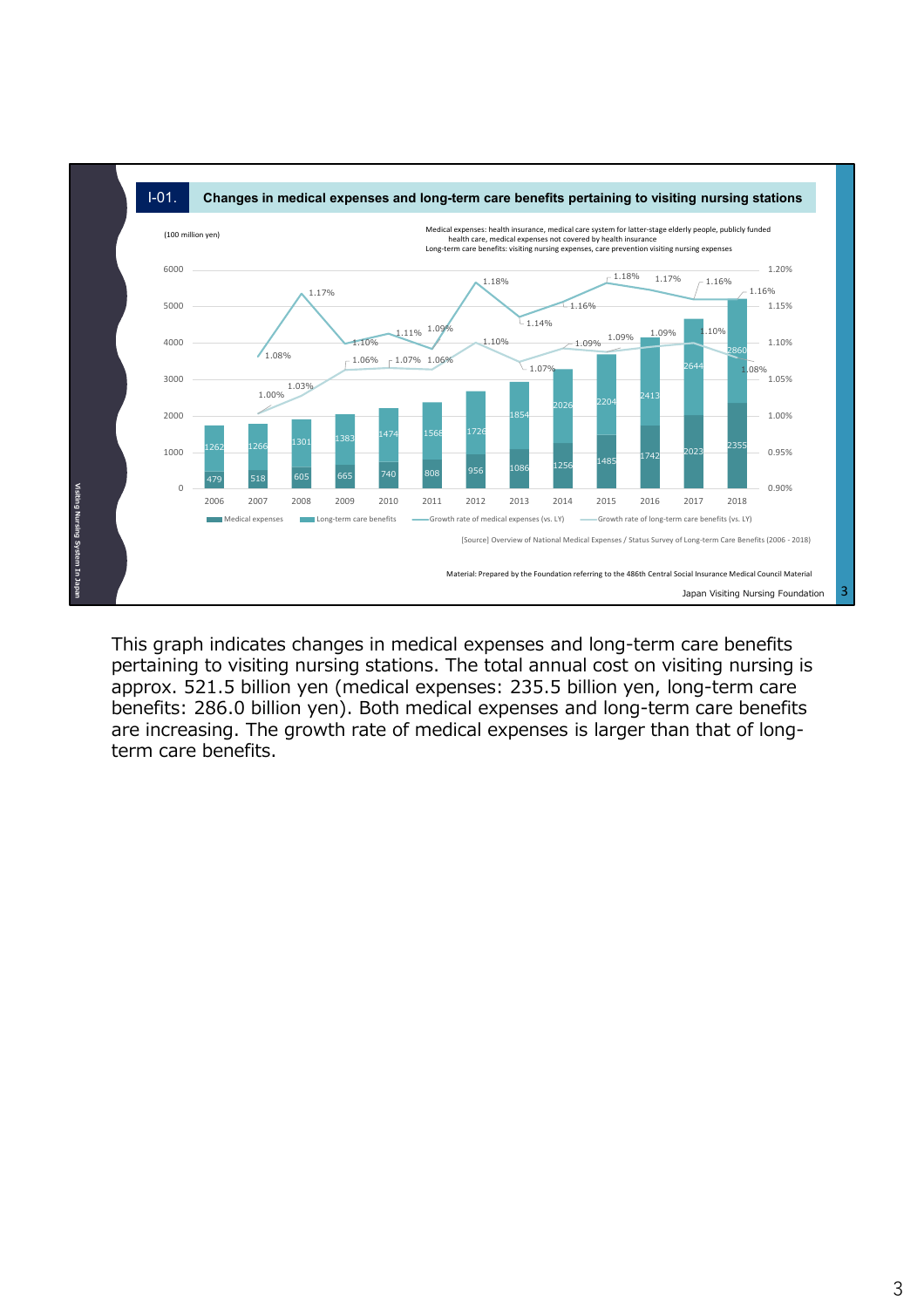## I-01. Changes in medical expenses and long-term care benefits pertaining to visiting nursing stations

(100 million yen)

Medical expenses: health insurance, medical care system for latter-stage elderly people, publicly funded health care, medical expenses not covered by health insurance
Long-term care benefits: visiting nursing expenses, care prevention visiting nursing expenses

| Year | Medical expenses | Long-term care benefits | Growth rate of medical expenses (vs. LY) | Growth rate of long-term care benefits (vs. LY) |
|---|---|---|---|---|
| 2006 | 479 | 1262 | | |
| 2007 | 518 | 1266 | 1.08% | 1.00% |
| 2008 | 605 | 1301 | 1.17% | 1.03% |
| 2009 | 665 | 1383 | 1.10% | 1.06% |
| 2010 | 740 | 1474 | 1.11% | 1.07% |
| 2011 | 808 | 1568 | 1.09% | 1.06% |
| 2012 | 956 | 1726 | 1.18% | 1.10% |
| 2013 | 1086 | 1854 | 1.14% | 1.07% |
| 2014 | 1256 | 2026 | 1.16% | 1.09% |
| 2015 | 1485 | 2204 | 1.18% | 1.09% |
| 2016 | 1742 | 2413 | 1.17% | 1.09% |
| 2017 | 2023 | 2644 | 1.16% | 1.10% |
| 2018 | 2355 | 2860 | 1.16% | 1.08% |

[Source] Overview of National Medical Expenses / Status Survey of Long-term Care Benefits (2006 - 2018)

Material: Prepared by the Foundation referring to the 486th Central Social Insurance Medical Council Material

Japan Visiting Nursing Foundation

This graph indicates changes in medical expenses and long-term care benefits pertaining to visiting nursing stations. The total annual cost on visiting nursing is approx. 521.5 billion yen (medical expenses: 235.5 billion yen, long-term care benefits: 286.0 billion yen). Both medical expenses and long-term care benefits are increasing. The growth rate of medical expenses is larger than that of long-term care benefits.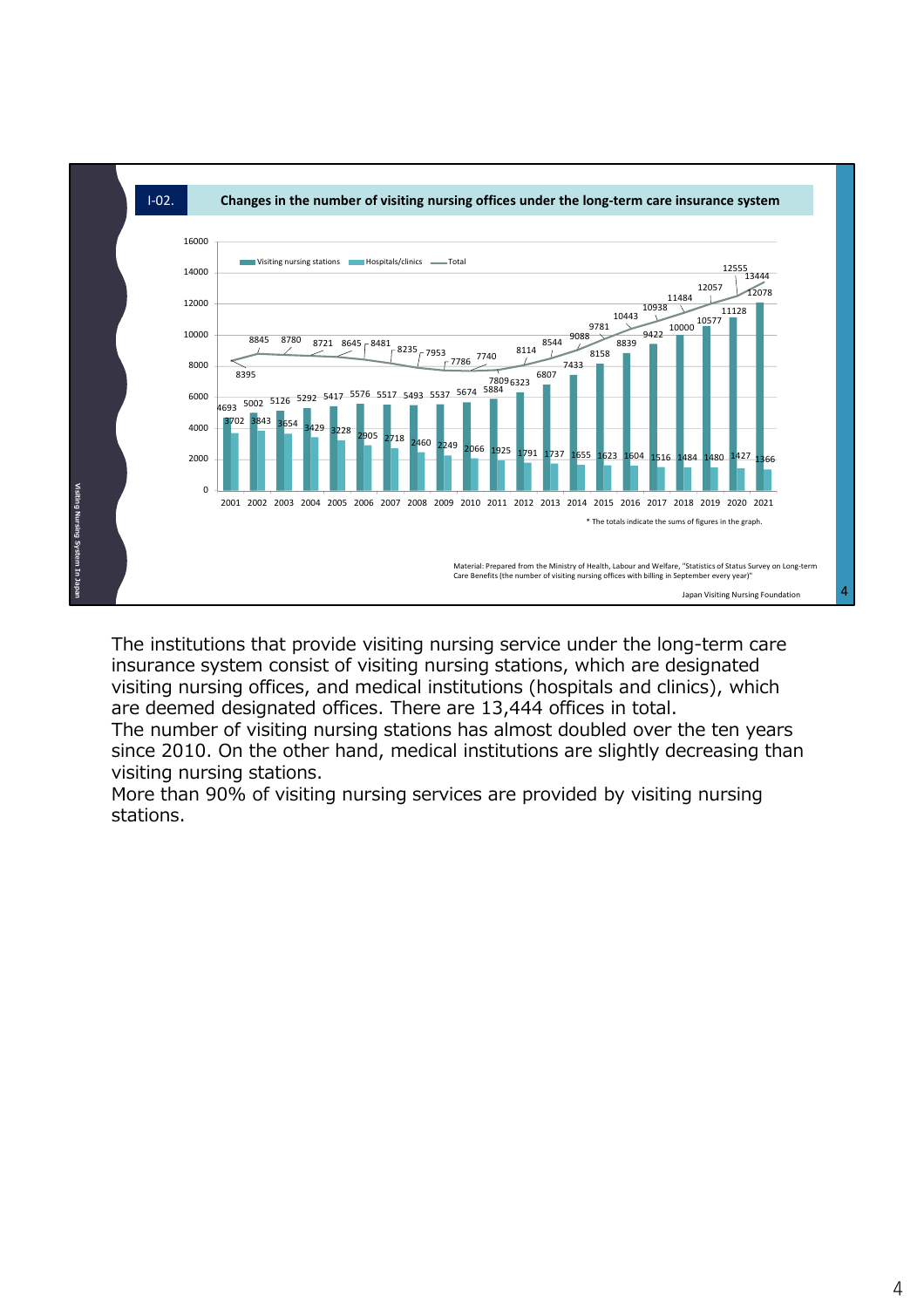I-02. **Changes in the number of visiting nursing offices under the long-term care insurance system**

| Year | Visiting nursing stations | Hospitals/clinics | Total |
|---|---|---|---|
| 2001 | 4693 | 3702 | 8395 |
| 2002 | 5002 | 3843 | 8845 |
| 2003 | 5126 | 3654 | 8780 |
| 2004 | 5292 | 3429 | 8721 |
| 2005 | 5417 | 3228 | 8645 |
| 2006 | 5576 | 2905 | 8481 |
| 2007 | 5517 | 2718 | 8235 |
| 2008 | 5493 | 2460 | 7953 |
| 2009 | 5537 | 2249 | 7786 |
| 2010 | 5674 | 2066 | 7740 |
| 2011 | 5884 | 1925 | 7809 |
| 2012 | 6323 | 1791 | 8114 |
| 2013 | 6807 | 1737 | 8544 |
| 2014 | 7433 | 1655 | 9088 |
| 2015 | 8158 | 1623 | 9781 |
| 2016 | 8839 | 1604 | 10443 |
| 2017 | 9422 | 1516 | 10938 |
| 2018 | 10000 | 1484 | 11484 |
| 2019 | 10577 | 1480 | 12057 |
| 2020 | 11128 | 1427 | 12555 |
| 2021 | 12078 | 1366 | 13444 |

* The totals indicate the sums of figures in the graph.

Material: Prepared from the Ministry of Health, Labour and Welfare, "Statistics of Status Survey on Long-term Care Benefits (the number of visiting nursing offices with billing in September every year)"

Japan Visiting Nursing Foundation

The institutions that provide visiting nursing service under the long-term care insurance system consist of visiting nursing stations, which are designated visiting nursing offices, and medical institutions (hospitals and clinics), which are deemed designated offices. There are 13,444 offices in total.
The number of visiting nursing stations has almost doubled over the ten years since 2010. On the other hand, medical institutions are slightly decreasing than visiting nursing stations.
More than 90% of visiting nursing services are provided by visiting nursing stations.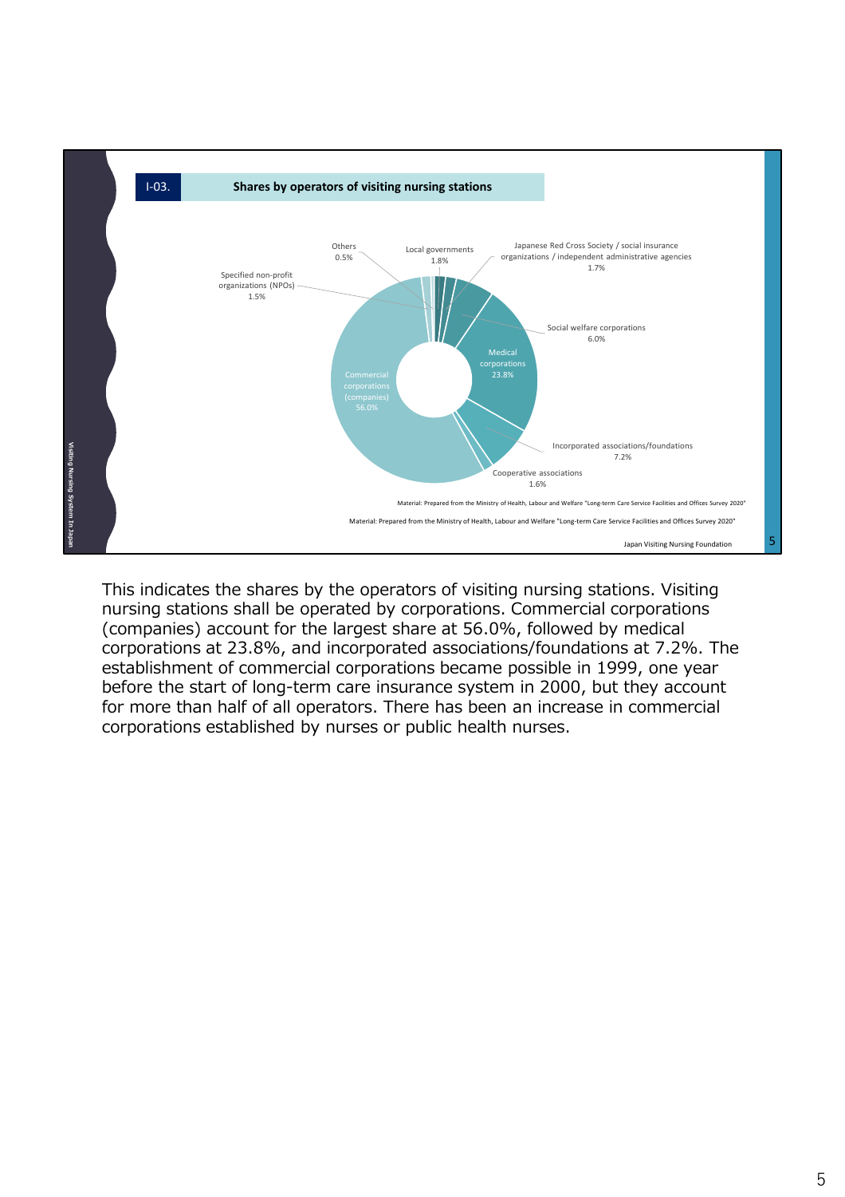## I-03. Shares by operators of visiting nursing stations

| Operator | Share |
| --- | --- |
| Commercial corporations (companies) | 56.0% |
| Medical corporations | 23.8% |
| Incorporated associations/foundations | 7.2% |
| Social welfare corporations | 6.0% |
| Local governments | 1.8% |
| Japanese Red Cross Society / social insurance organizations / independent administrative agencies | 1.7% |
| Cooperative associations | 1.6% |
| Specified non-profit organizations (NPOs) | 1.5% |
| Others | 0.5% |

Material: Prepared from the Ministry of Health, Labour and Welfare "Long-term Care Service Facilities and Offices Survey 2020"

Material: Prepared from the Ministry of Health, Labour and Welfare "Long-term Care Service Facilities and Offices Survey 2020"

Japan Visiting Nursing Foundation

This indicates the shares by the operators of visiting nursing stations. Visiting nursing stations shall be operated by corporations. Commercial corporations (companies) account for the largest share at 56.0%, followed by medical corporations at 23.8%, and incorporated associations/foundations at 7.2%. The establishment of commercial corporations became possible in 1999, one year before the start of long-term care insurance system in 2000, but they account for more than half of all operators. There has been an increase in commercial corporations established by nurses or public health nurses.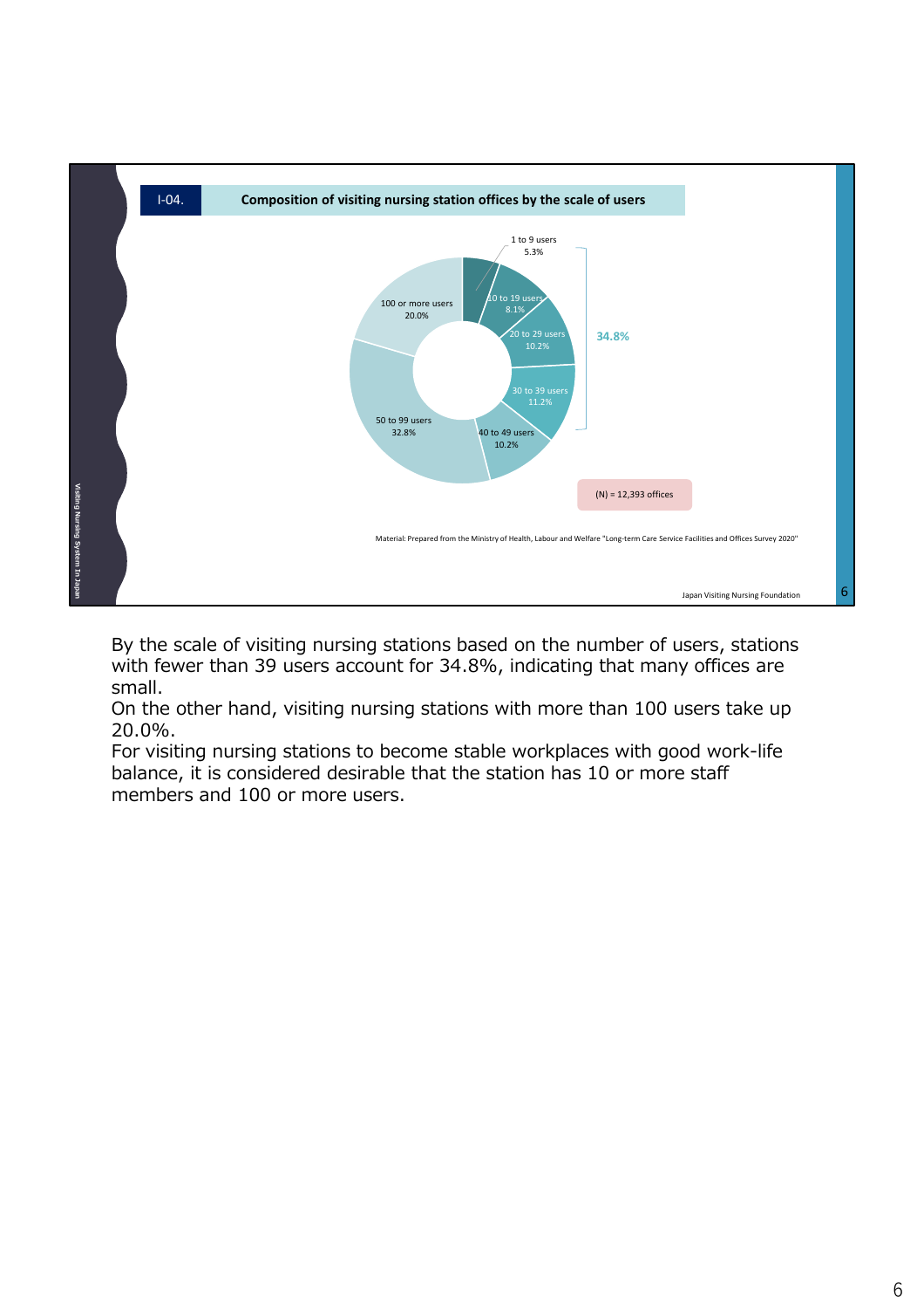## I-04. Composition of visiting nursing station offices by the scale of users

| Scale of users | Share |
|---|---|
| 1 to 9 users | 5.3% |
| 10 to 19 users | 8.1% |
| 20 to 29 users | 10.2% |
| 30 to 39 users | 11.2% |
| 40 to 49 users | 10.2% |
| 50 to 99 users | 32.8% |
| 100 or more users | 20.0% |

34.8% (1 to 39 users)

(N) = 12,393 offices

Material: Prepared from the Ministry of Health, Labour and Welfare "Long-term Care Service Facilities and Offices Survey 2020"

By the scale of visiting nursing stations based on the number of users, stations with fewer than 39 users account for 34.8%, indicating that many offices are small.

On the other hand, visiting nursing stations with more than 100 users take up 20.0%.

For visiting nursing stations to become stable workplaces with good work-life balance, it is considered desirable that the station has 10 or more staff members and 100 or more users.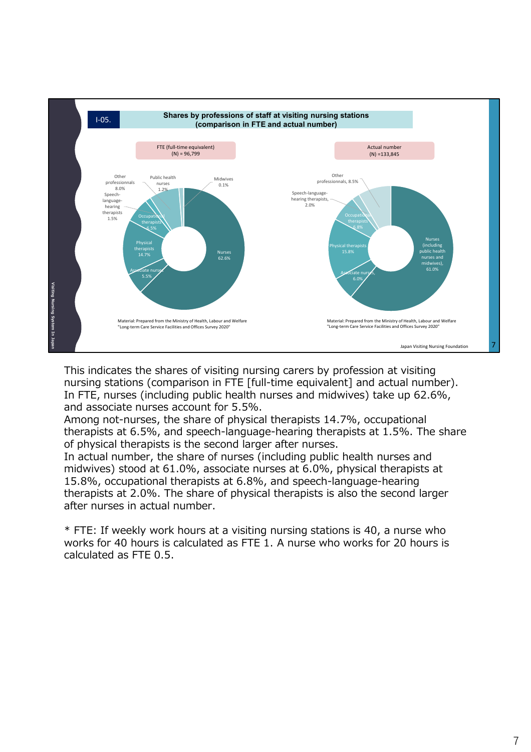## I-05. Shares by professions of staff at visiting nursing stations (comparison in FTE and actual number)

**FTE (full-time equivalent) (N) = 96,799**

| Profession | Share |
|---|---|
| Nurses | 62.6% |
| Associate nurses | 5.5% |
| Physical therapists | 14.7% |
| Occupational therapists | 6.5% |
| Speech-language-hearing therapists | 1.5% |
| Other professionnals | 8.0% |
| Public health nurses | 1.2% |
| Midwives | 0.1% |

Material: Prepared from the Ministry of Health, Labour and Welfare "Long-term Care Service Facilities and Offices Survey 2020"

**Actual number (N) =133,845**

| Profession | Share |
|---|---|
| Nurses (including public health nurses and midwives) | 61.0% |
| Associate nurses | 6.0% |
| Physical therapists | 15.8% |
| Occupational therapists | 6.8% |
| Speech-language-hearing therapists | 2.0% |
| Other professionnals | 8.5% |

Material: Prepared from the Ministry of Health, Labour and Welfare "Long-term Care Service Facilities and Offices Survey 2020"

This indicates the shares of visiting nursing carers by profession at visiting nursing stations (comparison in FTE [full-time equivalent] and actual number). In FTE, nurses (including public health nurses and midwives) take up 62.6%, and associate nurses account for 5.5%.
Among not-nurses, the share of physical therapists 14.7%, occupational therapists at 6.5%, and speech-language-hearing therapists at 1.5%. The share of physical therapists is the second larger after nurses.
In actual number, the share of nurses (including public health nurses and midwives) stood at 61.0%, associate nurses at 6.0%, physical therapists at 15.8%, occupational therapists at 6.8%, and speech-language-hearing therapists at 2.0%. The share of physical therapists is also the second larger after nurses in actual number.

* FTE: If weekly work hours at a visiting nursing stations is 40, a nurse who works for 40 hours is calculated as FTE 1. A nurse who works for 20 hours is calculated as FTE 0.5.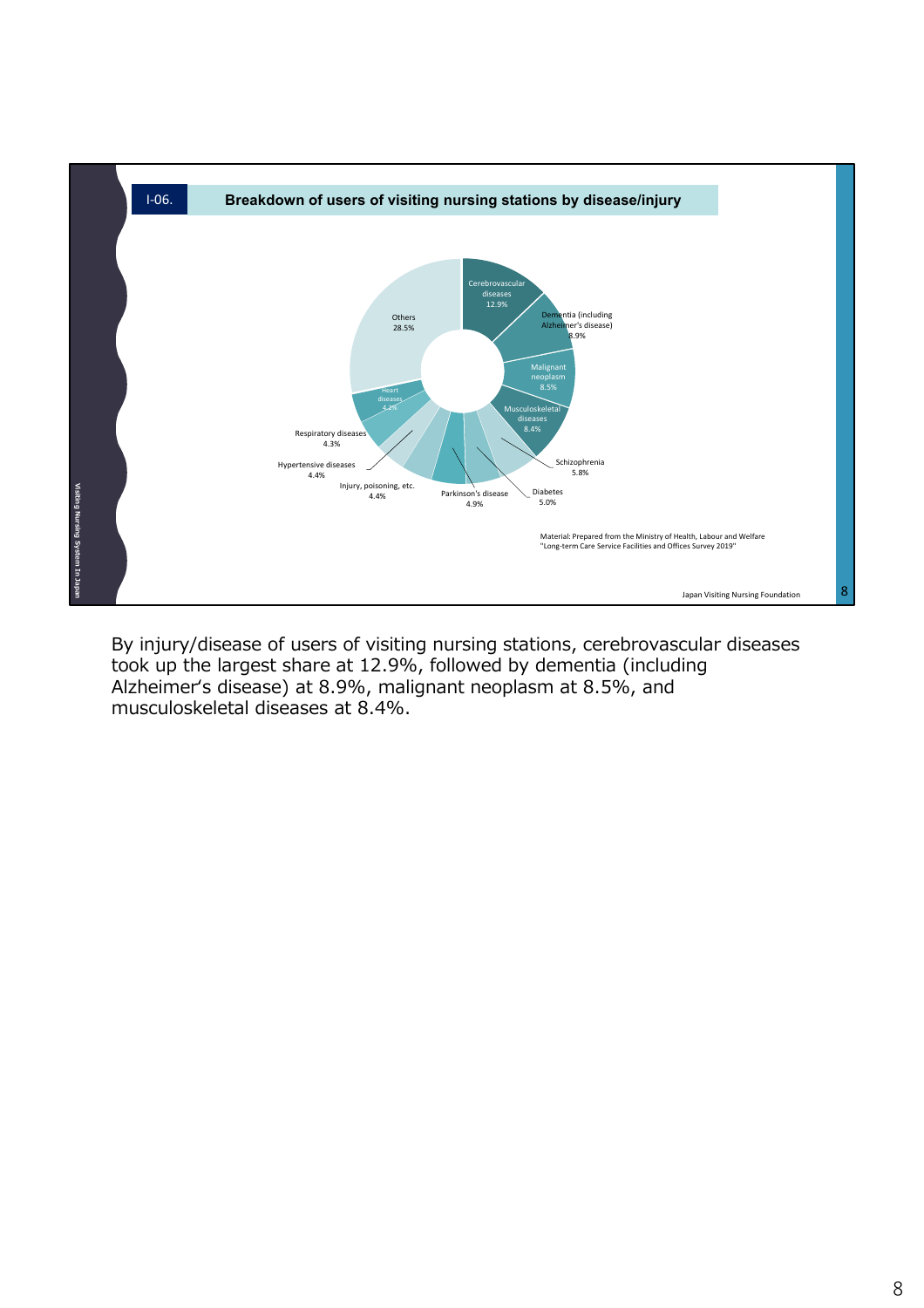## I-06. Breakdown of users of visiting nursing stations by disease/injury

| Disease/injury | Share |
| --- | --- |
| Cerebrovascular diseases | 12.9% |
| Dementia (including Alzheimer's disease) | 8.9% |
| Malignant neoplasm | 8.5% |
| Musculoskeletal diseases | 8.4% |
| Schizophrenia | 5.8% |
| Diabetes | 5.0% |
| Parkinson's disease | 4.9% |
| Injury, poisoning, etc. | 4.4% |
| Hypertensive diseases | 4.4% |
| Respiratory diseases | 4.3% |
| Heart diseases | 4.2% |
| Others | 28.5% |

Material: Prepared from the Ministry of Health, Labour and Welfare "Long-term Care Service Facilities and Offices Survey 2019"

Japan Visiting Nursing Foundation

By injury/disease of users of visiting nursing stations, cerebrovascular diseases took up the largest share at 12.9%, followed by dementia (including Alzheimer's disease) at 8.9%, malignant neoplasm at 8.5%, and musculoskeletal diseases at 8.4%.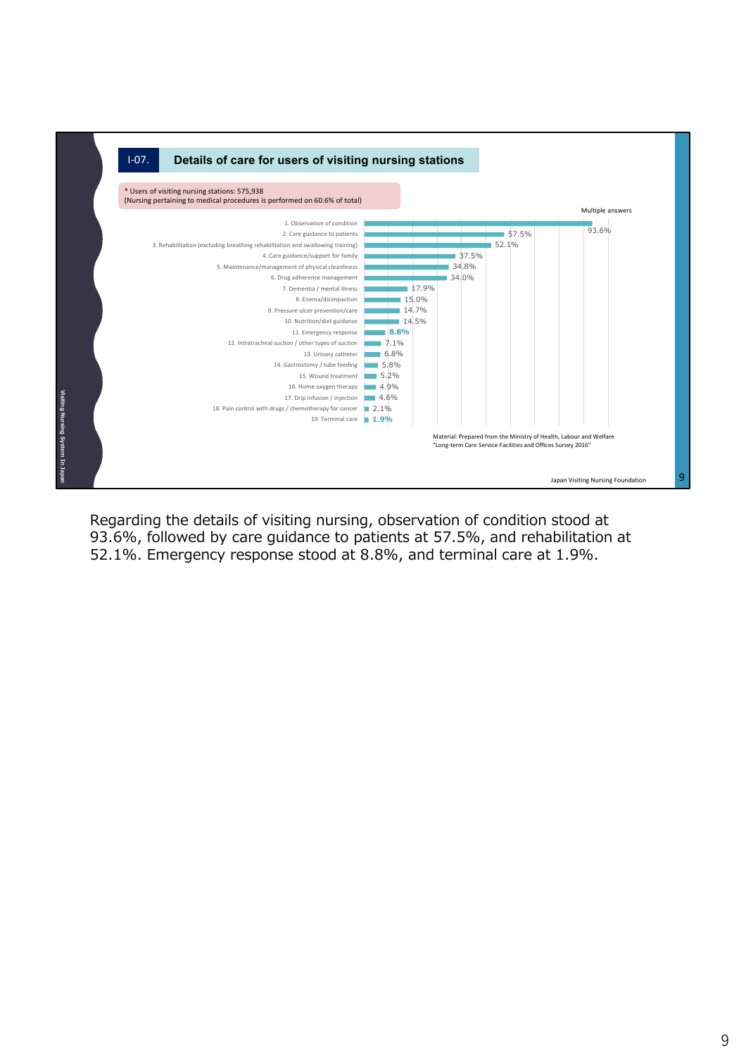## I-07. Details of care for users of visiting nursing stations

* Users of visiting nursing stations: 575,938
(Nursing pertaining to medical procedures is performed on 60.6% of total)

Multiple answers

| Details of care | % |
|---|---|
| 1. Observation of condition | 93.6% |
| 2. Care guidance to patients | 57.5% |
| 3. Rehabilitation (excluding breathing rehabilitation and swallowing training) | 52.1% |
| 4. Care guidance/support for family | 37.5% |
| 5. Maintenance/management of physical cleanliness | 34.8% |
| 6. Drug adherence management | 34.0% |
| 7. Dementia / mental illness | 17.9% |
| 8. Enema/disimpaction | 15.0% |
| 9. Pressure ulcer prevention/care | 14.7% |
| 10. Nutrition/diet guidance | 14.5% |
| 11. Emergency response | **8.8%** |
| 12. Intratracheal suction / other types of suction | 7.1% |
| 13. Urinary catheter | 6.8% |
| 14. Gastrostomy / tube feeding | 5.8% |
| 15. Wound treatment | 5.2% |
| 16. Home oxygen therapy | 4.9% |
| 17. Drip infusion / injection | 4.6% |
| 18. Pain control with drugs / chemotherapy for cancer | 2.1% |
| 19. Terminal care | **1.9%** |

Material: Prepared from the Ministry of Health, Labour and Welfare "Long-term Care Service Facilities and Offices Survey 2016"

Regarding the details of visiting nursing, observation of condition stood at 93.6%, followed by care guidance to patients at 57.5%, and rehabilitation at 52.1%. Emergency response stood at 8.8%, and terminal care at 1.9%.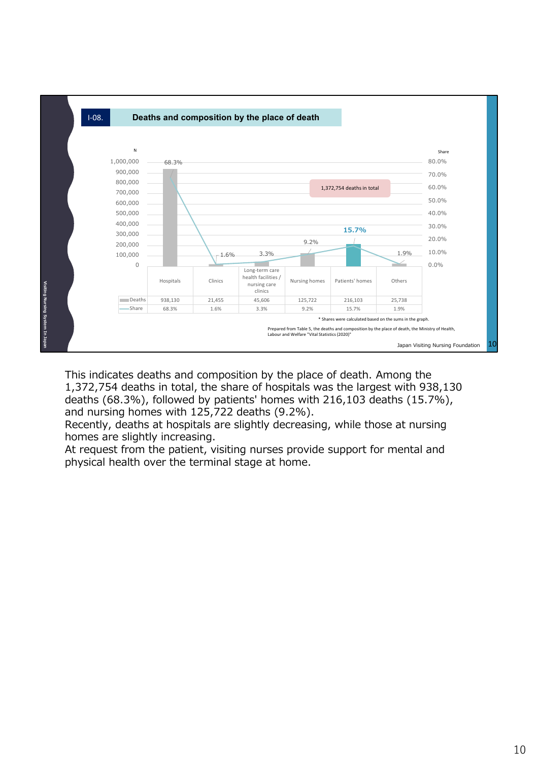## I-08. Deaths and composition by the place of death

1,372,754 deaths in total

| | Hospitals | Clinics | Long-term care health facilities / nursing care clinics | Nursing homes | Patients' homes | Others |
|---|---|---|---|---|---|---|
| Deaths | 938,130 | 21,455 | 45,606 | 125,722 | 216,103 | 25,738 |
| Share | 68.3% | 1.6% | 3.3% | 9.2% | 15.7% | 1.9% |

* Shares were calculated based on the sums in the graph.

Prepared from Table 5, the deaths and composition by the place of death, the Ministry of Health, Labour and Welfare "Vital Statistics (2020)"

Japan Visiting Nursing Foundation

This indicates deaths and composition by the place of death. Among the 1,372,754 deaths in total, the share of hospitals was the largest with 938,130 deaths (68.3%), followed by patients' homes with 216,103 deaths (15.7%), and nursing homes with 125,722 deaths (9.2%).
Recently, deaths at hospitals are slightly decreasing, while those at nursing homes are slightly increasing.
At request from the patient, visiting nurses provide support for mental and physical health over the terminal stage at home.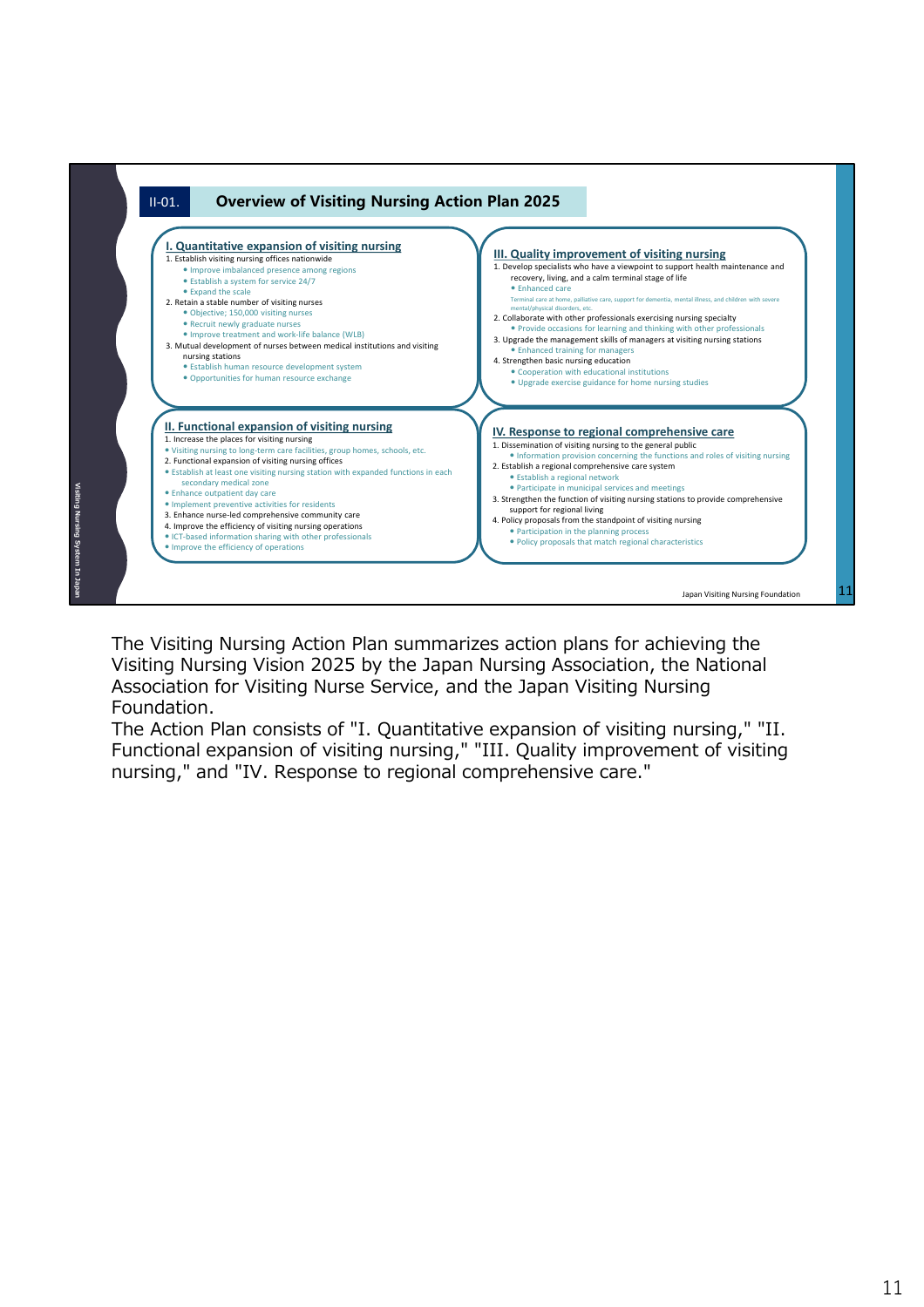## II-01. Overview of Visiting Nursing Action Plan 2025

### I. Quantitative expansion of visiting nursing

1. Establish visiting nursing offices nationwide
   - Improve imbalanced presence among regions
   - Establish a system for service 24/7
   - Expand the scale
2. Retain a stable number of visiting nurses
   - Objective; 150,000 visiting nurses
   - Recruit newly graduate nurses
   - Improve treatment and work-life balance (WLB)
3. Mutual development of nurses between medical institutions and visiting nursing stations
   - Establish human resource development system
   - Opportunities for human resource exchange

### II. Functional expansion of visiting nursing

1. Increase the places for visiting nursing
   - Visiting nursing to long-term care facilities, group homes, schools, etc.
2. Functional expansion of visiting nursing offices
   - Establish at least one visiting nursing station with expanded functions in each secondary medical zone
   - Enhance outpatient day care
   - Implement preventive activities for residents
3. Enhance nurse-led comprehensive community care
4. Improve the efficiency of visiting nursing operations
   - ICT-based information sharing with other professionals
   - Improve the efficiency of operations

### III. Quality improvement of visiting nursing

1. Develop specialists who have a viewpoint to support health maintenance and recovery, living, and a calm terminal stage of life
   - Enhanced care

     Terminal care at home, palliative care, support for dementia, mental illness, and children with severe mental/physical disorders, etc.
2. Collaborate with other professionals exercising nursing specialty
   - Provide occasions for learning and thinking with other professionals
3. Upgrade the management skills of managers at visiting nursing stations
   - Enhanced training for managers
4. Strengthen basic nursing education
   - Cooperation with educational institutions
   - Upgrade exercise guidance for home nursing studies

### IV. Response to regional comprehensive care

1. Dissemination of visiting nursing to the general public
   - Information provision concerning the functions and roles of visiting nursing
2. Establish a regional comprehensive care system
   - Establish a regional network
   - Participate in municipal services and meetings
3. Strengthen the function of visiting nursing stations to provide comprehensive support for regional living
4. Policy proposals from the standpoint of visiting nursing
   - Participation in the planning process
   - Policy proposals that match regional characteristics

Japan Visiting Nursing Foundation

The Visiting Nursing Action Plan summarizes action plans for achieving the Visiting Nursing Vision 2025 by the Japan Nursing Association, the National Association for Visiting Nurse Service, and the Japan Visiting Nursing Foundation.

The Action Plan consists of "I. Quantitative expansion of visiting nursing," "II. Functional expansion of visiting nursing," "III. Quality improvement of visiting nursing," and "IV. Response to regional comprehensive care."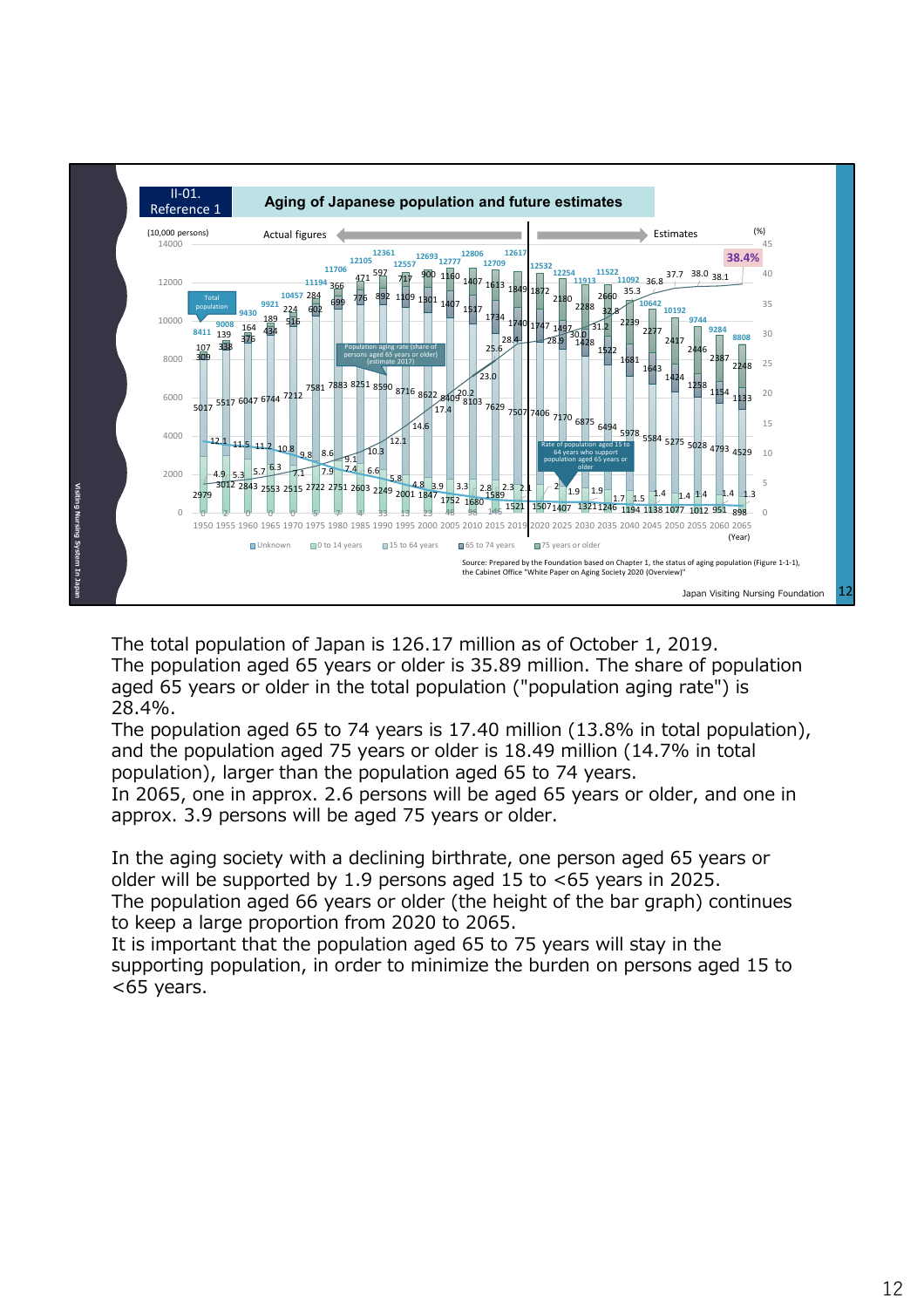## II-01. Reference 1

### Aging of Japanese population and future estimates

(10,000 persons) — Actual figures / Estimates (%)

Total population: 8411 (1950), 9008 (1955), 9430 (1960), 9921 (1965), 10457 (1970), 11194 (1975), 11706 (1980), 12105 (1985), 12361 (1990), 12557 (1995), 12693 (2000), 12777 (2005), 12806 (2010), 12709 (2015), 12617 (2019), 12532 (2020), 12254 (2025), 11913 (2030), 11522 (2035), 11092 (2040), 10642 (2045), 10192 (2050), 9744 (2055), 9284 (2060), 8808 (2065)

Population aging rate (share of persons aged 65 years or older) (estimate 2017): 4.9, 5.3, 5.7, 6.3, 7.1, 7.9, 9.1, 10.3, 12.1, 14.6, 17.4, 20.2, 23.0, 26.6, 28.4, 28.9, 30.0, 31.2, 32.8, 35.3, 36.8, 37.7, 38.0, 38.1, 38.4%

Rate of population aged 15 to 64 years who support population aged 65 years or older: 12.1, 11.5, 11.2, 10.8, 9.8, 8.6, 7.4, 6.6, 5.8, 4.8, 3.9, 3.3, 2.8, 2.3, 2.1, 2, 1.9, 1.9, 1.7, 1.5, 1.4, 1.4, 1.4, 1.4, 1.3

Legend: Unknown / 0 to 14 years / 15 to 64 years / 65 to 74 years / 75 years or older

Source: Prepared by the Foundation based on Chapter 1, the status of aging population (Figure 1-1-1), the Cabinet Office "White Paper on Aging Society 2020 (Overview)"

Japan Visiting Nursing Foundation

The total population of Japan is 126.17 million as of October 1, 2019.
The population aged 65 years or older is 35.89 million. The share of population aged 65 years or older in the total population ("population aging rate") is 28.4%.
The population aged 65 to 74 years is 17.40 million (13.8% in total population), and the population aged 75 years or older is 18.49 million (14.7% in total population), larger than the population aged 65 to 74 years.
In 2065, one in approx. 2.6 persons will be aged 65 years or older, and one in approx. 3.9 persons will be aged 75 years or older.

In the aging society with a declining birthrate, one person aged 65 years or older will be supported by 1.9 persons aged 15 to <65 years in 2025.
The population aged 66 years or older (the height of the bar graph) continues to keep a large proportion from 2020 to 2065.
It is important that the population aged 65 to 75 years will stay in the supporting population, in order to minimize the burden on persons aged 15 to <65 years.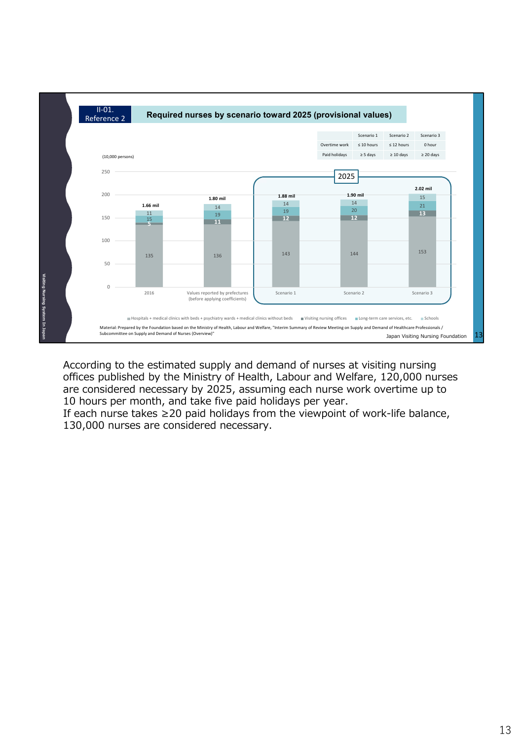## II-01. Reference 2 — Required nurses by scenario toward 2025 (provisional values)

| | Scenario 1 | Scenario 2 | Scenario 3 |
|---|---|---|---|
| Overtime work | ≤ 10 hours | ≤ 12 hours | 0 hour |
| Paid holidays | ≥ 5 days | ≥ 10 days | ≥ 20 days |

(10,000 persons)

| | 2016 | Values reported by prefectures (before applying coefficients) | Scenario 1 (2025) | Scenario 2 (2025) | Scenario 3 (2025) |
|---|---|---|---|---|---|
| Hospitals + medical clinics with beds + psychiatry wards + medical clinics without beds | 135 | 136 | 143 | 144 | 153 |
| Visiting nursing offices | 5 | 11 | 12 | 12 | 13 |
| Long-term care services, etc. | 15 | 19 | 19 | 20 | 21 |
| Schools | 11 | 14 | 14 | 14 | 15 |
| Total | 1.66 mil | 1.80 mil | 1.88 mil | 1.90 mil | 2.02 mil |

Material: Prepared by the Foundation based on the Ministry of Health, Labour and Welfare, "Interim Summary of Review Meeting on Supply and Demand of Healthcare Professionals / Subcommittee on Supply and Demand of Nurses (Overview)"

Japan Visiting Nursing Foundation

According to the estimated supply and demand of nurses at visiting nursing offices published by the Ministry of Health, Labour and Welfare, 120,000 nurses are considered necessary by 2025, assuming each nurse work overtime up to 10 hours per month, and take five paid holidays per year.
If each nurse takes ≥20 paid holidays from the viewpoint of work-life balance, 130,000 nurses are considered necessary.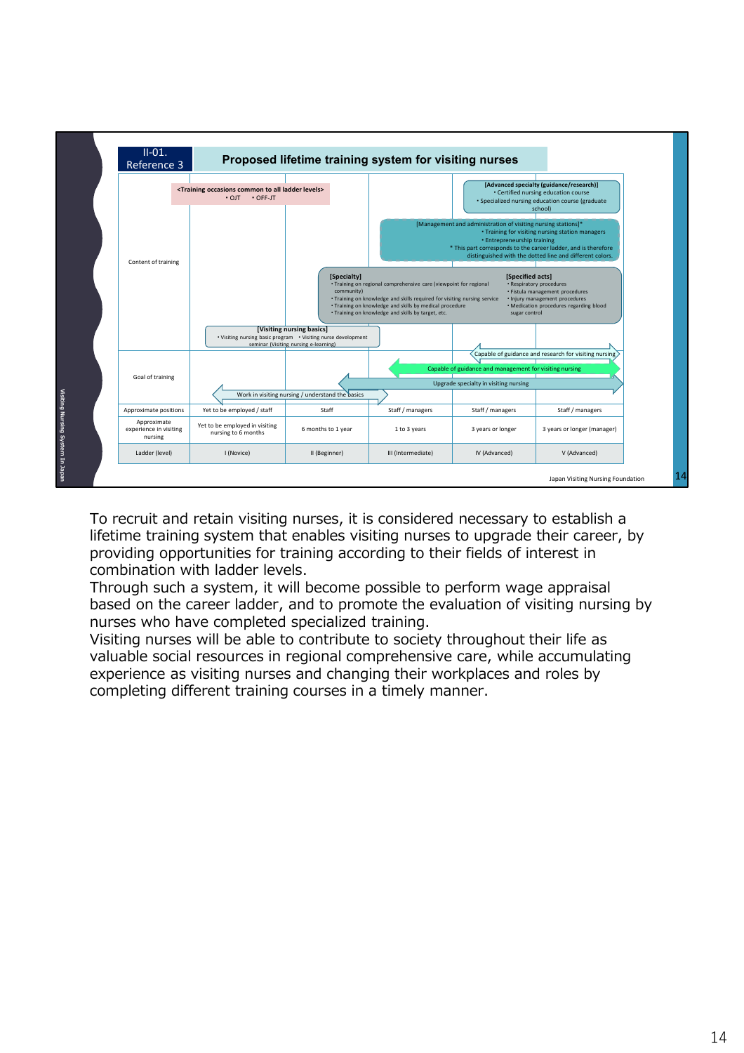II-01. Reference 3

## Proposed lifetime training system for visiting nurses

**Content of training**

<Training occasions common to all ladder levels>
• OJT • OFF-JT

[Advanced specialty (guidance/research)]
• Certified nursing education course
• Specialized nursing education course (graduate school)

[Management and administration of visiting nursing stations]*
• Training for visiting nursing station managers
• Entrepreneurship training
* This part corresponds to the career ladder, and is therefore distinguished with the dotted line and different colors.

[Specialty]
• Training on regional comprehensive care (viewpoint for regional community)
• Training on knowledge and skills required for visiting nursing service
• Training on knowledge and skills by medical procedure
• Training on knowledge and skills by target, etc.

[Specified acts]
• Respiratory procedures
• Fistula management procedures
• Injury management procedures
• Medication procedures regarding blood sugar control

[Visiting nursing basics]
• Visiting nursing basic program • Visiting nurse development seminar (Visiting nursing e-learning)

**Goal of training**

Capable of guidance and research for visiting nursing

Capable of guidance and management for visiting nursing

Upgrade specialty in visiting nursing

Work in visiting nursing / understand the basics

| | | | | | |
|---|---|---|---|---|---|
| Approximate positions | Yet to be employed / staff | Staff | Staff / managers | Staff / managers | Staff / managers |
| Approximate experience in visiting nursing | Yet to be employed in visiting nursing to 6 months | 6 months to 1 year | 1 to 3 years | 3 years or longer | 3 years or longer (manager) |
| Ladder (level) | I (Novice) | II (Beginner) | III (Intermediate) | IV (Advanced) | V (Advanced) |

Japan Visiting Nursing Foundation

To recruit and retain visiting nurses, it is considered necessary to establish a lifetime training system that enables visiting nurses to upgrade their career, by providing opportunities for training according to their fields of interest in combination with ladder levels.
Through such a system, it will become possible to perform wage appraisal based on the career ladder, and to promote the evaluation of visiting nursing by nurses who have completed specialized training.
Visiting nurses will be able to contribute to society throughout their life as valuable social resources in regional comprehensive care, while accumulating experience as visiting nurses and changing their workplaces and roles by completing different training courses in a timely manner.